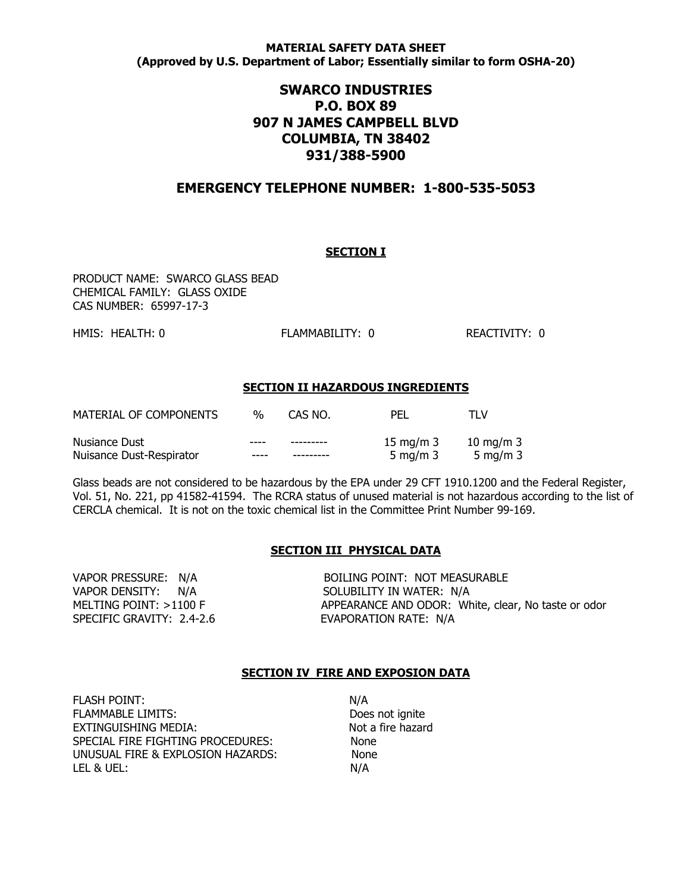**MATERIAL SAFETY DATA SHEET**
**(Approved by U.S. Department of Labor; Essentially similar to form OSHA-20)**

# SWARCO INDUSTRIES
## P.O. BOX 89
## 907 N JAMES CAMPBELL BLVD
## COLUMBIA, TN 38402
## 931/388-5900

## EMERGENCY TELEPHONE NUMBER: 1-800-535-5053

### SECTION I

PRODUCT NAME: SWARCO GLASS BEAD
CHEMICAL FAMILY: GLASS OXIDE
CAS NUMBER: 65997-17-3

| | | |
|---|---|---|
| HMIS: HEALTH: 0 | FLAMMABILITY: 0 | REACTIVITY: 0 |

### SECTION II HAZARDOUS INGREDIENTS

| MATERIAL OF COMPONENTS | % | CAS NO. | PEL | TLV |
|---|---|---|---|---|
| Nusiance Dust | ---- | --------- | 15 mg/m 3 | 10 mg/m 3 |
| Nuisance Dust-Respirator | ---- | --------- | 5 mg/m 3 | 5 mg/m 3 |

Glass beads are not considered to be hazardous by the EPA under 29 CFT 1910.1200 and the Federal Register, Vol. 51, No. 221, pp 41582-41594. The RCRA status of unused material is not hazardous according to the list of CERCLA chemical. It is not on the toxic chemical list in the Committee Print Number 99-169.

### SECTION III PHYSICAL DATA

| | |
|---|---|
| VAPOR PRESSURE: N/A | BOILING POINT: NOT MEASURABLE |
| VAPOR DENSITY: N/A | SOLUBILITY IN WATER: N/A |
| MELTING POINT: >1100 F | APPEARANCE AND ODOR: White, clear, No taste or odor |
| SPECIFIC GRAVITY: 2.4-2.6 | EVAPORATION RATE: N/A |

### SECTION IV FIRE AND EXPOSION DATA

| | |
|---|---|
| FLASH POINT: | N/A |
| FLAMMABLE LIMITS: | Does not ignite |
| EXTINGUISHING MEDIA: | Not a fire hazard |
| SPECIAL FIRE FIGHTING PROCEDURES: | None |
| UNUSUAL FIRE & EXPLOSION HAZARDS: | None |
| LEL & UEL: | N/A |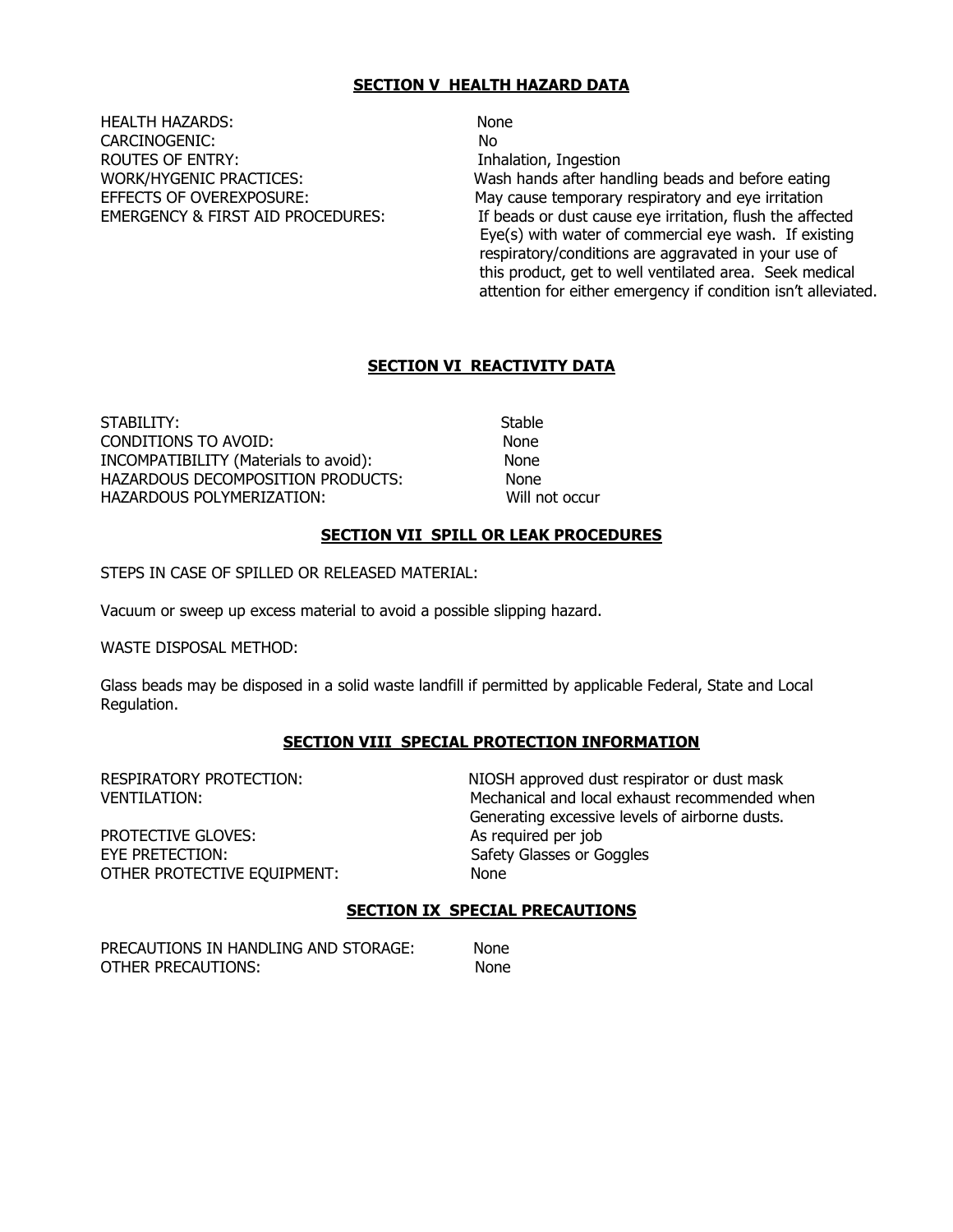## SECTION V HEALTH HAZARD DATA

| | |
|---|---|
| HEALTH HAZARDS: | None |
| CARCINOGENIC: | No |
| ROUTES OF ENTRY: | Inhalation, Ingestion |
| WORK/HYGENIC PRACTICES: | Wash hands after handling beads and before eating |
| EFFECTS OF OVEREXPOSURE: | May cause temporary respiratory and eye irritation |
| EMERGENCY & FIRST AID PROCEDURES: | If beads or dust cause eye irritation, flush the affected Eye(s) with water of commercial eye wash. If existing respiratory/conditions are aggravated in your use of this product, get to well ventilated area. Seek medical attention for either emergency if condition isn't alleviated. |

## SECTION VI REACTIVITY DATA

| | |
|---|---|
| STABILITY: | Stable |
| CONDITIONS TO AVOID: | None |
| INCOMPATIBILITY (Materials to avoid): | None |
| HAZARDOUS DECOMPOSITION PRODUCTS: | None |
| HAZARDOUS POLYMERIZATION: | Will not occur |

## SECTION VII SPILL OR LEAK PROCEDURES

STEPS IN CASE OF SPILLED OR RELEASED MATERIAL:

Vacuum or sweep up excess material to avoid a possible slipping hazard.

WASTE DISPOSAL METHOD:

Glass beads may be disposed in a solid waste landfill if permitted by applicable Federal, State and Local Regulation.

## SECTION VIII SPECIAL PROTECTION INFORMATION

| | |
|---|---|
| RESPIRATORY PROTECTION: | NIOSH approved dust respirator or dust mask |
| VENTILATION: | Mechanical and local exhaust recommended when Generating excessive levels of airborne dusts. |
| PROTECTIVE GLOVES: | As required per job |
| EYE PRETECTION: | Safety Glasses or Goggles |
| OTHER PROTECTIVE EQUIPMENT: | None |

## SECTION IX SPECIAL PRECAUTIONS

| | |
|---|---|
| PRECAUTIONS IN HANDLING AND STORAGE: | None |
| OTHER PRECAUTIONS: | None |